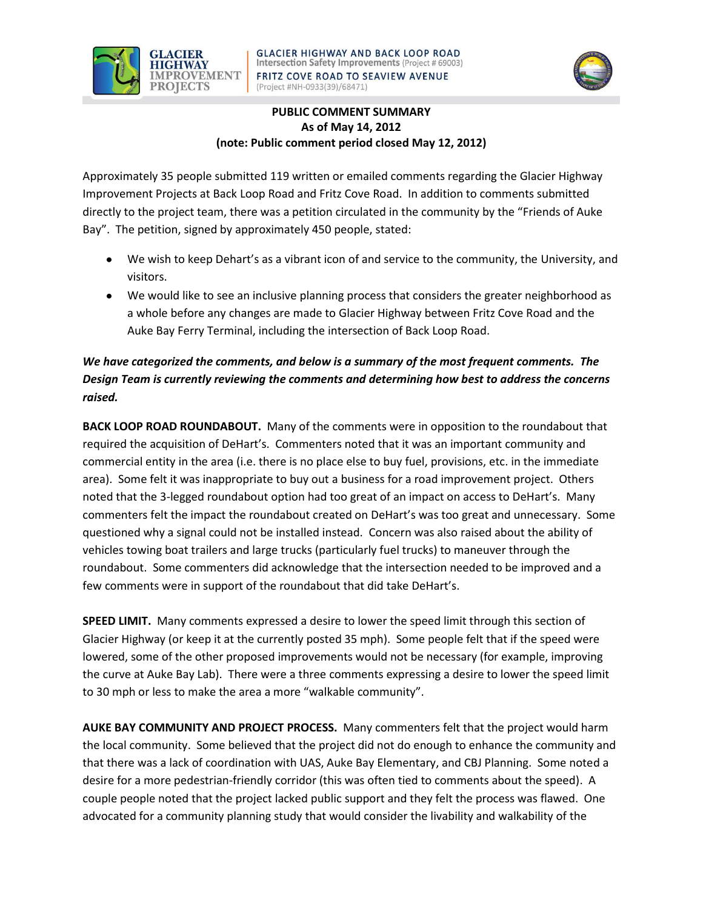# PUBLIC COMMENT SUMMARY
## As of May 14, 2012
### (note: Public comment period closed May 12, 2012)

Approximately 35 people submitted 119 written or emailed comments regarding the Glacier Highway Improvement Projects at Back Loop Road and Fritz Cove Road. In addition to comments submitted directly to the project team, there was a petition circulated in the community by the "Friends of Auke Bay". The petition, signed by approximately 450 people, stated:

- We wish to keep Dehart's as a vibrant icon of and service to the community, the University, and visitors.
- We would like to see an inclusive planning process that considers the greater neighborhood as a whole before any changes are made to Glacier Highway between Fritz Cove Road and the Auke Bay Ferry Terminal, including the intersection of Back Loop Road.

***We have categorized the comments, and below is a summary of the most frequent comments. The Design Team is currently reviewing the comments and determining how best to address the concerns raised.***

**BACK LOOP ROAD ROUNDABOUT.** Many of the comments were in opposition to the roundabout that required the acquisition of DeHart's. Commenters noted that it was an important community and commercial entity in the area (i.e. there is no place else to buy fuel, provisions, etc. in the immediate area). Some felt it was inappropriate to buy out a business for a road improvement project. Others noted that the 3-legged roundabout option had too great of an impact on access to DeHart's. Many commenters felt the impact the roundabout created on DeHart's was too great and unnecessary. Some questioned why a signal could not be installed instead. Concern was also raised about the ability of vehicles towing boat trailers and large trucks (particularly fuel trucks) to maneuver through the roundabout. Some commenters did acknowledge that the intersection needed to be improved and a few comments were in support of the roundabout that did take DeHart's.

**SPEED LIMIT.** Many comments expressed a desire to lower the speed limit through this section of Glacier Highway (or keep it at the currently posted 35 mph). Some people felt that if the speed were lowered, some of the other proposed improvements would not be necessary (for example, improving the curve at Auke Bay Lab). There were a three comments expressing a desire to lower the speed limit to 30 mph or less to make the area a more "walkable community".

**AUKE BAY COMMUNITY AND PROJECT PROCESS.** Many commenters felt that the project would harm the local community. Some believed that the project did not do enough to enhance the community and that there was a lack of coordination with UAS, Auke Bay Elementary, and CBJ Planning. Some noted a desire for a more pedestrian-friendly corridor (this was often tied to comments about the speed). A couple people noted that the project lacked public support and they felt the process was flawed. One advocated for a community planning study that would consider the livability and walkability of the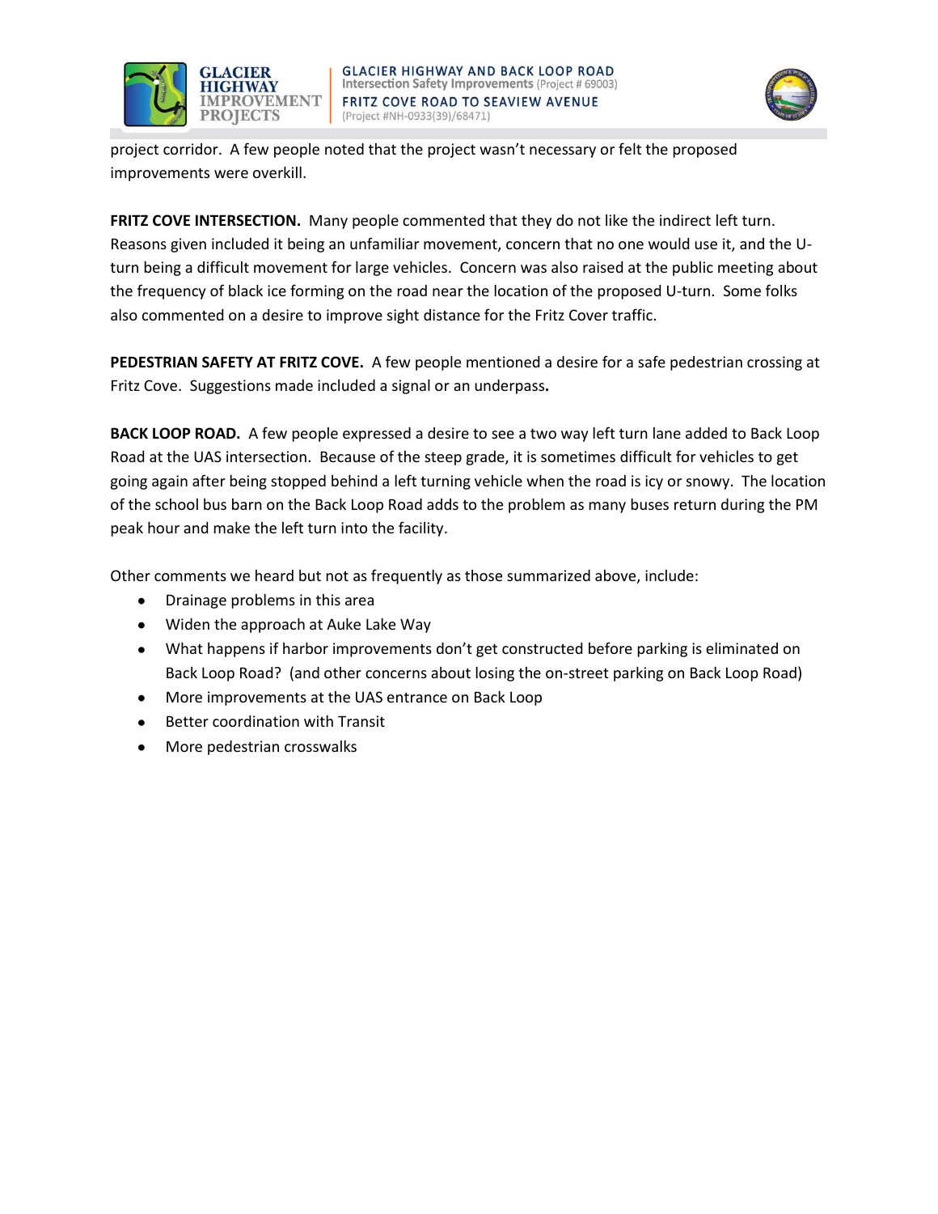project corridor. A few people noted that the project wasn't necessary or felt the proposed improvements were overkill.

**FRITZ COVE INTERSECTION.** Many people commented that they do not like the indirect left turn. Reasons given included it being an unfamiliar movement, concern that no one would use it, and the U-turn being a difficult movement for large vehicles. Concern was also raised at the public meeting about the frequency of black ice forming on the road near the location of the proposed U-turn. Some folks also commented on a desire to improve sight distance for the Fritz Cover traffic.

**PEDESTRIAN SAFETY AT FRITZ COVE.** A few people mentioned a desire for a safe pedestrian crossing at Fritz Cove. Suggestions made included a signal or an underpass.

**BACK LOOP ROAD.** A few people expressed a desire to see a two way left turn lane added to Back Loop Road at the UAS intersection. Because of the steep grade, it is sometimes difficult for vehicles to get going again after being stopped behind a left turning vehicle when the road is icy or snowy. The location of the school bus barn on the Back Loop Road adds to the problem as many buses return during the PM peak hour and make the left turn into the facility.

Other comments we heard but not as frequently as those summarized above, include:

- Drainage problems in this area
- Widen the approach at Auke Lake Way
- What happens if harbor improvements don't get constructed before parking is eliminated on Back Loop Road? (and other concerns about losing the on-street parking on Back Loop Road)
- More improvements at the UAS entrance on Back Loop
- Better coordination with Transit
- More pedestrian crosswalks